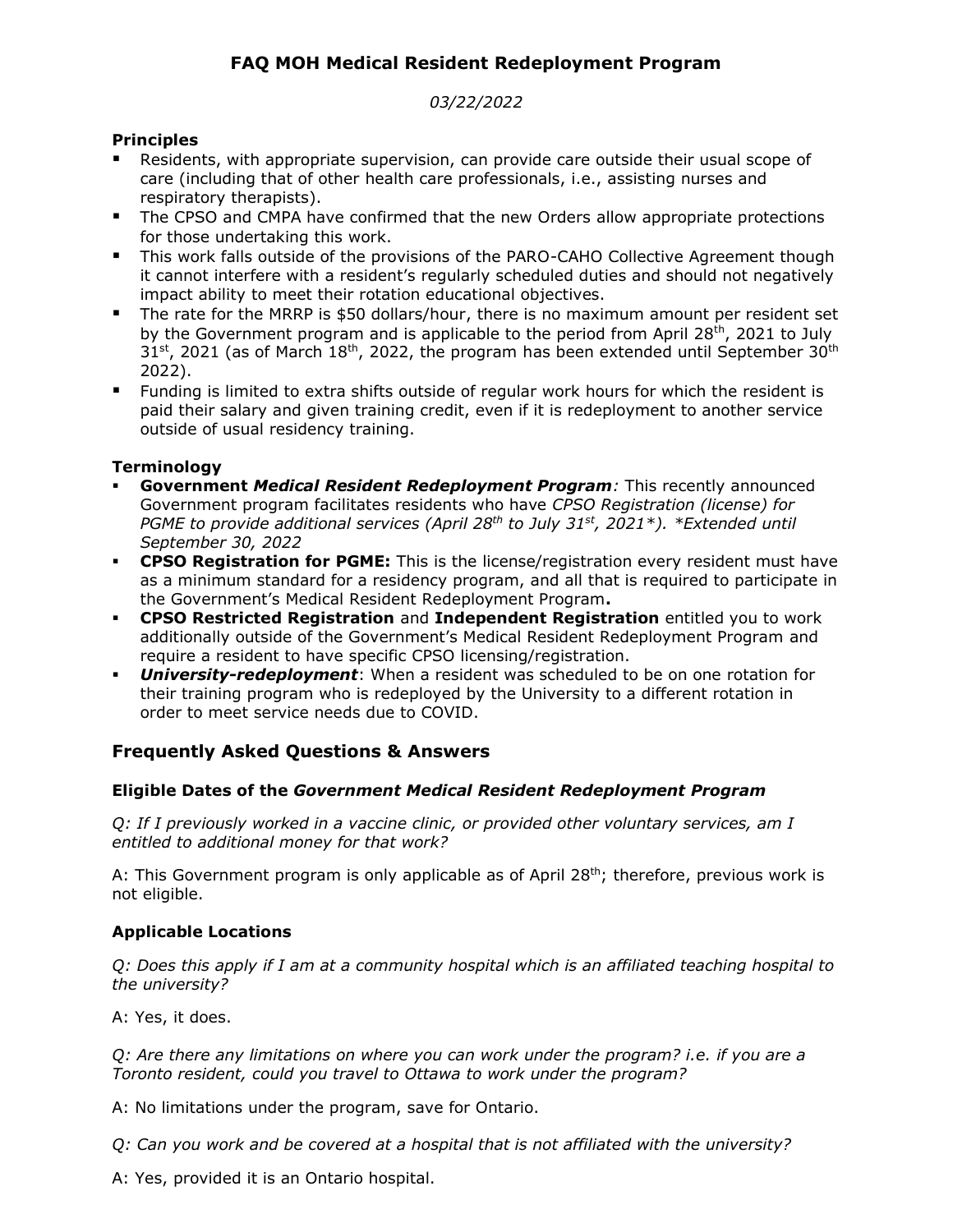# FAQ MOH Medical Resident Redeployment Program

*03/22/2022*

### Principles

- Residents, with appropriate supervision, can provide care outside their usual scope of care (including that of other health care professionals, i.e., assisting nurses and respiratory therapists).
- The CPSO and CMPA have confirmed that the new Orders allow appropriate protections for those undertaking this work.
- This work falls outside of the provisions of the PARO-CAHO Collective Agreement though it cannot interfere with a resident's regularly scheduled duties and should not negatively impact ability to meet their rotation educational objectives.
- The rate for the MRRP is $50 dollars/hour, there is no maximum amount per resident set by the Government program and is applicable to the period from April 28th, 2021 to July 31st, 2021 (as of March 18th, 2022, the program has been extended until September 30th 2022).
- Funding is limited to extra shifts outside of regular work hours for which the resident is paid their salary and given training credit, even if it is redeployment to another service outside of usual residency training.

### Terminology

- **Government *Medical Resident Redeployment Program****:* This recently announced Government program facilitates residents who have *CPSO Registration (license) for PGME to provide additional services (April 28th to July 31st, 2021\*). \*Extended until September 30, 2022*
- **CPSO Registration for PGME:** This is the license/registration every resident must have as a minimum standard for a residency program, and all that is required to participate in the Government's Medical Resident Redeployment Program**.**
- **CPSO Restricted Registration** and **Independent Registration** entitled you to work additionally outside of the Government's Medical Resident Redeployment Program and require a resident to have specific CPSO licensing/registration.
- ***University-redeployment***: When a resident was scheduled to be on one rotation for their training program who is redeployed by the University to a different rotation in order to meet service needs due to COVID.

## Frequently Asked Questions & Answers

### Eligible Dates of the *Government Medical Resident Redeployment Program*

*Q: If I previously worked in a vaccine clinic, or provided other voluntary services, am I entitled to additional money for that work?*

A: This Government program is only applicable as of April 28th; therefore, previous work is not eligible.

### Applicable Locations

*Q: Does this apply if I am at a community hospital which is an affiliated teaching hospital to the university?*

A: Yes, it does.

*Q: Are there any limitations on where you can work under the program? i.e. if you are a Toronto resident, could you travel to Ottawa to work under the program?*

A: No limitations under the program, save for Ontario.

*Q: Can you work and be covered at a hospital that is not affiliated with the university?*

A: Yes, provided it is an Ontario hospital.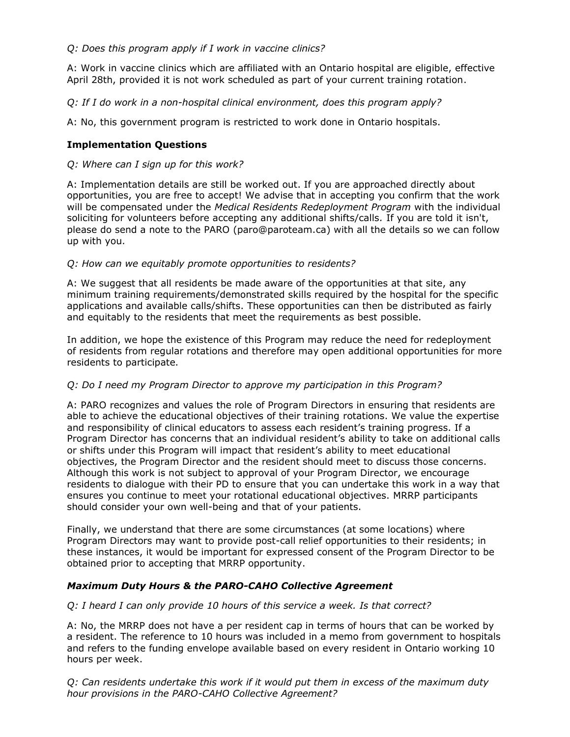*Q: Does this program apply if I work in vaccine clinics?*

A: Work in vaccine clinics which are affiliated with an Ontario hospital are eligible, effective April 28th, provided it is not work scheduled as part of your current training rotation.

*Q: If I do work in a non-hospital clinical environment, does this program apply?*

A: No, this government program is restricted to work done in Ontario hospitals.

### Implementation Questions

*Q: Where can I sign up for this work?*

A: Implementation details are still be worked out. If you are approached directly about opportunities, you are free to accept! We advise that in accepting you confirm that the work will be compensated under the *Medical Residents Redeployment Program* with the individual soliciting for volunteers before accepting any additional shifts/calls. If you are told it isn't, please do send a note to the PARO (paro@paroteam.ca) with all the details so we can follow up with you.

*Q: How can we equitably promote opportunities to residents?*

A: We suggest that all residents be made aware of the opportunities at that site, any minimum training requirements/demonstrated skills required by the hospital for the specific applications and available calls/shifts. These opportunities can then be distributed as fairly and equitably to the residents that meet the requirements as best possible.

In addition, we hope the existence of this Program may reduce the need for redeployment of residents from regular rotations and therefore may open additional opportunities for more residents to participate.

*Q: Do I need my Program Director to approve my participation in this Program?*

A: PARO recognizes and values the role of Program Directors in ensuring that residents are able to achieve the educational objectives of their training rotations. We value the expertise and responsibility of clinical educators to assess each resident's training progress. If a Program Director has concerns that an individual resident's ability to take on additional calls or shifts under this Program will impact that resident's ability to meet educational objectives, the Program Director and the resident should meet to discuss those concerns. Although this work is not subject to approval of your Program Director, we encourage residents to dialogue with their PD to ensure that you can undertake this work in a way that ensures you continue to meet your rotational educational objectives. MRRP participants should consider your own well-being and that of your patients.

Finally, we understand that there are some circumstances (at some locations) where Program Directors may want to provide post-call relief opportunities to their residents; in these instances, it would be important for expressed consent of the Program Director to be obtained prior to accepting that MRRP opportunity.

### *Maximum Duty Hours & the PARO-CAHO Collective Agreement*

*Q: I heard I can only provide 10 hours of this service a week. Is that correct?*

A: No, the MRRP does not have a per resident cap in terms of hours that can be worked by a resident. The reference to 10 hours was included in a memo from government to hospitals and refers to the funding envelope available based on every resident in Ontario working 10 hours per week.

*Q: Can residents undertake this work if it would put them in excess of the maximum duty hour provisions in the PARO-CAHO Collective Agreement?*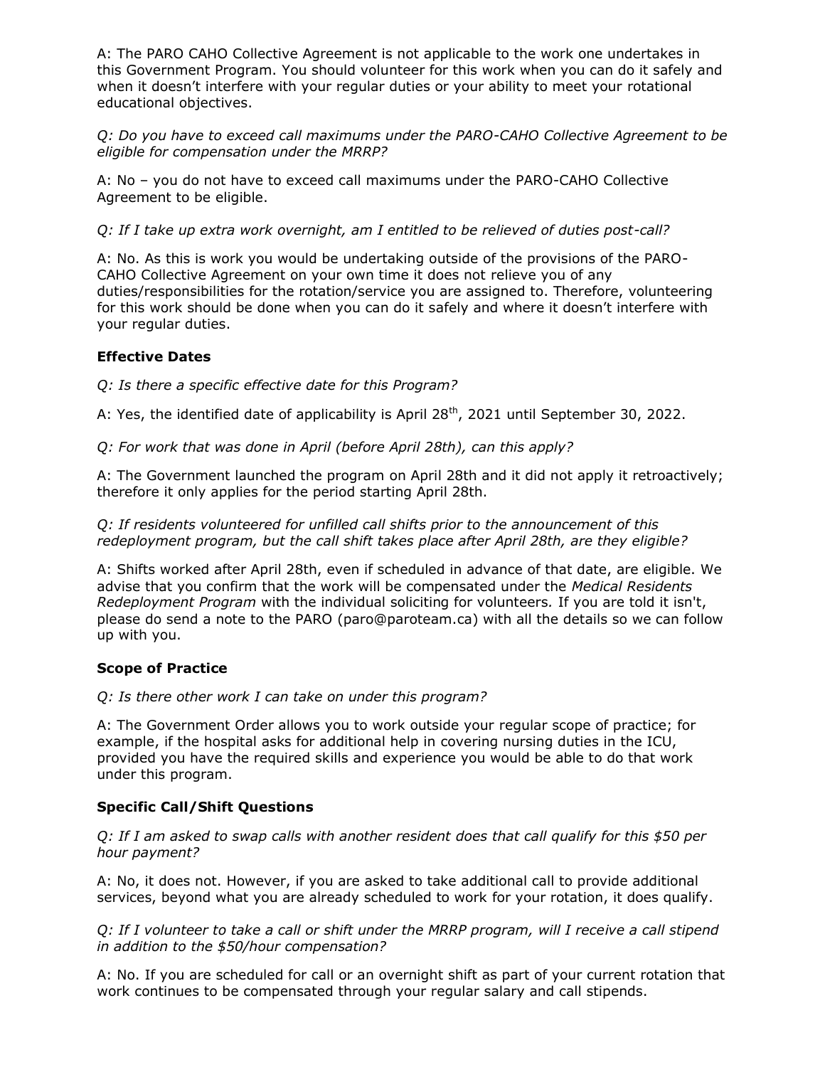A: The PARO CAHO Collective Agreement is not applicable to the work one undertakes in this Government Program. You should volunteer for this work when you can do it safely and when it doesn't interfere with your regular duties or your ability to meet your rotational educational objectives.

*Q: Do you have to exceed call maximums under the PARO-CAHO Collective Agreement to be eligible for compensation under the MRRP?*

A: No – you do not have to exceed call maximums under the PARO-CAHO Collective Agreement to be eligible.

*Q: If I take up extra work overnight, am I entitled to be relieved of duties post-call?*

A: No. As this is work you would be undertaking outside of the provisions of the PARO-CAHO Collective Agreement on your own time it does not relieve you of any duties/responsibilities for the rotation/service you are assigned to. Therefore, volunteering for this work should be done when you can do it safely and where it doesn't interfere with your regular duties.

### Effective Dates

*Q: Is there a specific effective date for this Program?*

A: Yes, the identified date of applicability is April 28th, 2021 until September 30, 2022.

*Q: For work that was done in April (before April 28th), can this apply?*

A: The Government launched the program on April 28th and it did not apply it retroactively; therefore it only applies for the period starting April 28th.

*Q: If residents volunteered for unfilled call shifts prior to the announcement of this redeployment program, but the call shift takes place after April 28th, are they eligible?*

A: Shifts worked after April 28th, even if scheduled in advance of that date, are eligible. We advise that you confirm that the work will be compensated under the *Medical Residents Redeployment Program* with the individual soliciting for volunteers. If you are told it isn't, please do send a note to the PARO (paro@paroteam.ca) with all the details so we can follow up with you.

### Scope of Practice

*Q: Is there other work I can take on under this program?*

A: The Government Order allows you to work outside your regular scope of practice; for example, if the hospital asks for additional help in covering nursing duties in the ICU, provided you have the required skills and experience you would be able to do that work under this program.

### Specific Call/Shift Questions

*Q: If I am asked to swap calls with another resident does that call qualify for this $50 per hour payment?*

A: No, it does not. However, if you are asked to take additional call to provide additional services, beyond what you are already scheduled to work for your rotation, it does qualify.

*Q: If I volunteer to take a call or shift under the MRRP program, will I receive a call stipend in addition to the $50/hour compensation?*

A: No. If you are scheduled for call or an overnight shift as part of your current rotation that work continues to be compensated through your regular salary and call stipends.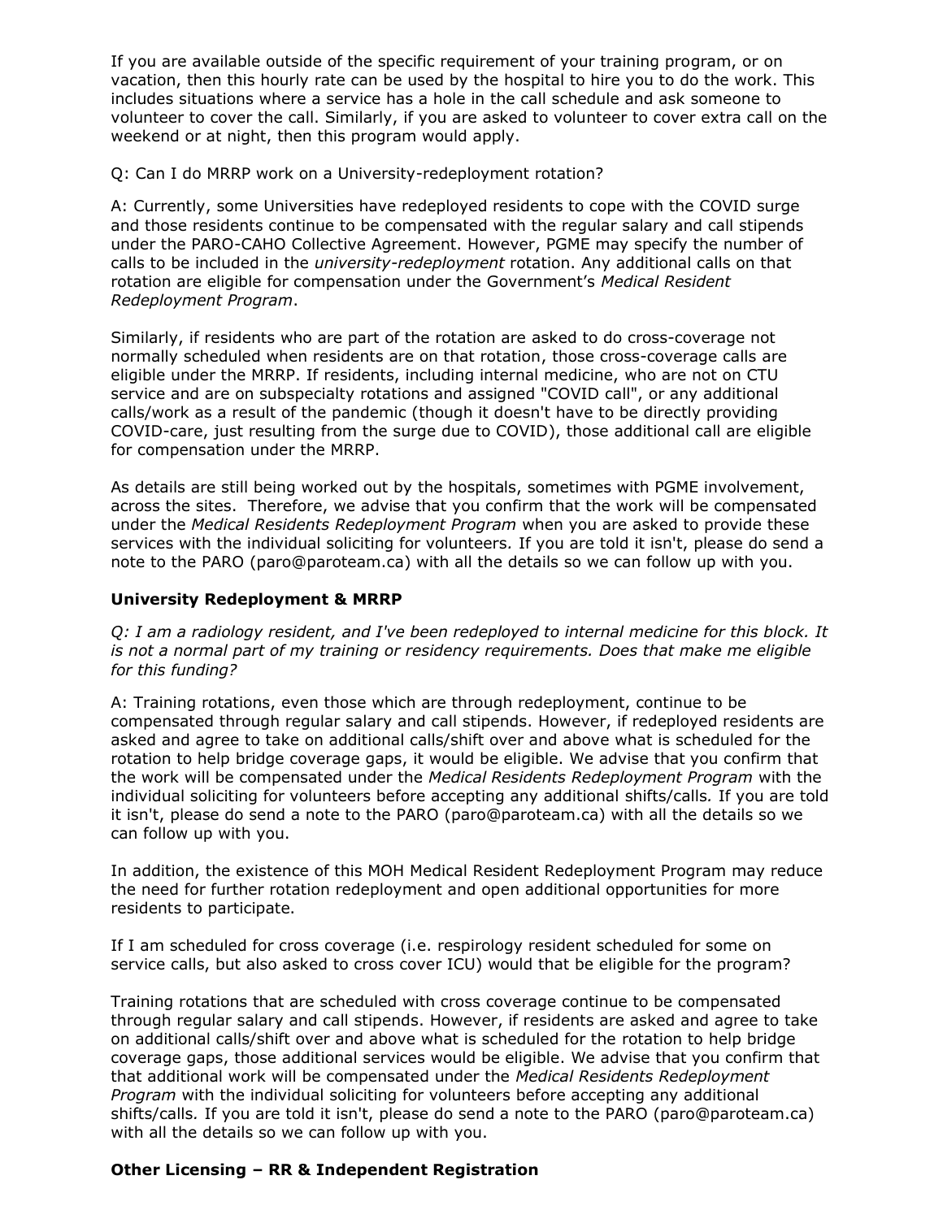If you are available outside of the specific requirement of your training program, or on vacation, then this hourly rate can be used by the hospital to hire you to do the work. This includes situations where a service has a hole in the call schedule and ask someone to volunteer to cover the call. Similarly, if you are asked to volunteer to cover extra call on the weekend or at night, then this program would apply.

Q: Can I do MRRP work on a University-redeployment rotation?

A: Currently, some Universities have redeployed residents to cope with the COVID surge and those residents continue to be compensated with the regular salary and call stipends under the PARO-CAHO Collective Agreement. However, PGME may specify the number of calls to be included in the *university-redeployment* rotation. Any additional calls on that rotation are eligible for compensation under the Government's *Medical Resident Redeployment Program*.

Similarly, if residents who are part of the rotation are asked to do cross-coverage not normally scheduled when residents are on that rotation, those cross-coverage calls are eligible under the MRRP. If residents, including internal medicine, who are not on CTU service and are on subspecialty rotations and assigned "COVID call", or any additional calls/work as a result of the pandemic (though it doesn't have to be directly providing COVID-care, just resulting from the surge due to COVID), those additional call are eligible for compensation under the MRRP.

As details are still being worked out by the hospitals, sometimes with PGME involvement, across the sites. Therefore, we advise that you confirm that the work will be compensated under the *Medical Residents Redeployment Program* when you are asked to provide these services with the individual soliciting for volunteers*.* If you are told it isn't, please do send a note to the PARO (paro@paroteam.ca) with all the details so we can follow up with you.

**University Redeployment & MRRP**

*Q: I am a radiology resident, and I've been redeployed to internal medicine for this block. It is not a normal part of my training or residency requirements. Does that make me eligible for this funding?*

A: Training rotations, even those which are through redeployment, continue to be compensated through regular salary and call stipends. However, if redeployed residents are asked and agree to take on additional calls/shift over and above what is scheduled for the rotation to help bridge coverage gaps, it would be eligible. We advise that you confirm that the work will be compensated under the *Medical Residents Redeployment Program* with the individual soliciting for volunteers before accepting any additional shifts/calls*.* If you are told it isn't, please do send a note to the PARO (paro@paroteam.ca) with all the details so we can follow up with you.

In addition, the existence of this MOH Medical Resident Redeployment Program may reduce the need for further rotation redeployment and open additional opportunities for more residents to participate.

If I am scheduled for cross coverage (i.e. respirology resident scheduled for some on service calls, but also asked to cross cover ICU) would that be eligible for the program?

Training rotations that are scheduled with cross coverage continue to be compensated through regular salary and call stipends. However, if residents are asked and agree to take on additional calls/shift over and above what is scheduled for the rotation to help bridge coverage gaps, those additional services would be eligible. We advise that you confirm that that additional work will be compensated under the *Medical Residents Redeployment Program* with the individual soliciting for volunteers before accepting any additional shifts/calls*.* If you are told it isn't, please do send a note to the PARO (paro@paroteam.ca) with all the details so we can follow up with you.

**Other Licensing – RR & Independent Registration**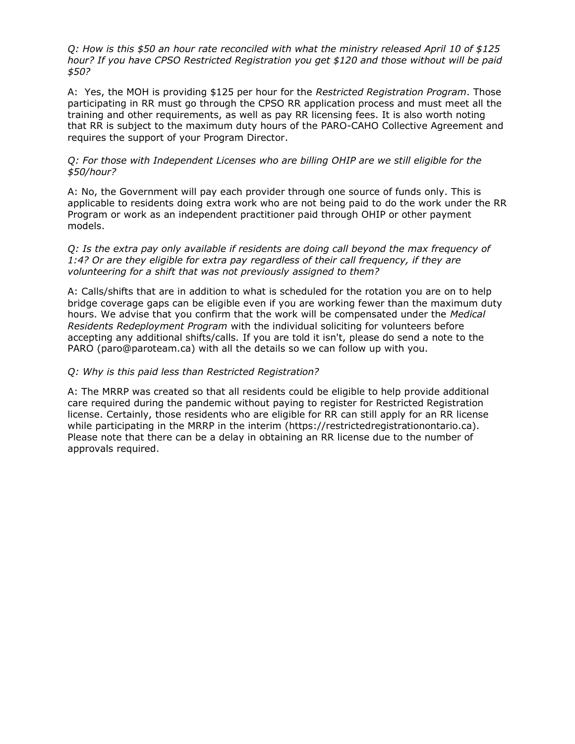*Q: How is this $50 an hour rate reconciled with what the ministry released April 10 of $125 hour? If you have CPSO Restricted Registration you get $120 and those without will be paid $50?*

A: Yes, the MOH is providing $125 per hour for the *Restricted Registration Program*. Those participating in RR must go through the CPSO RR application process and must meet all the training and other requirements, as well as pay RR licensing fees. It is also worth noting that RR is subject to the maximum duty hours of the PARO-CAHO Collective Agreement and requires the support of your Program Director.

*Q: For those with Independent Licenses who are billing OHIP are we still eligible for the $50/hour?*

A: No, the Government will pay each provider through one source of funds only. This is applicable to residents doing extra work who are not being paid to do the work under the RR Program or work as an independent practitioner paid through OHIP or other payment models.

*Q: Is the extra pay only available if residents are doing call beyond the max frequency of 1:4? Or are they eligible for extra pay regardless of their call frequency, if they are volunteering for a shift that was not previously assigned to them?*

A: Calls/shifts that are in addition to what is scheduled for the rotation you are on to help bridge coverage gaps can be eligible even if you are working fewer than the maximum duty hours. We advise that you confirm that the work will be compensated under the *Medical Residents Redeployment Program* with the individual soliciting for volunteers before accepting any additional shifts/calls. If you are told it isn't, please do send a note to the PARO (paro@paroteam.ca) with all the details so we can follow up with you.

*Q: Why is this paid less than Restricted Registration?*

A: The MRRP was created so that all residents could be eligible to help provide additional care required during the pandemic without paying to register for Restricted Registration license. Certainly, those residents who are eligible for RR can still apply for an RR license while participating in the MRRP in the interim (https://restrictedregistrationontario.ca). Please note that there can be a delay in obtaining an RR license due to the number of approvals required.